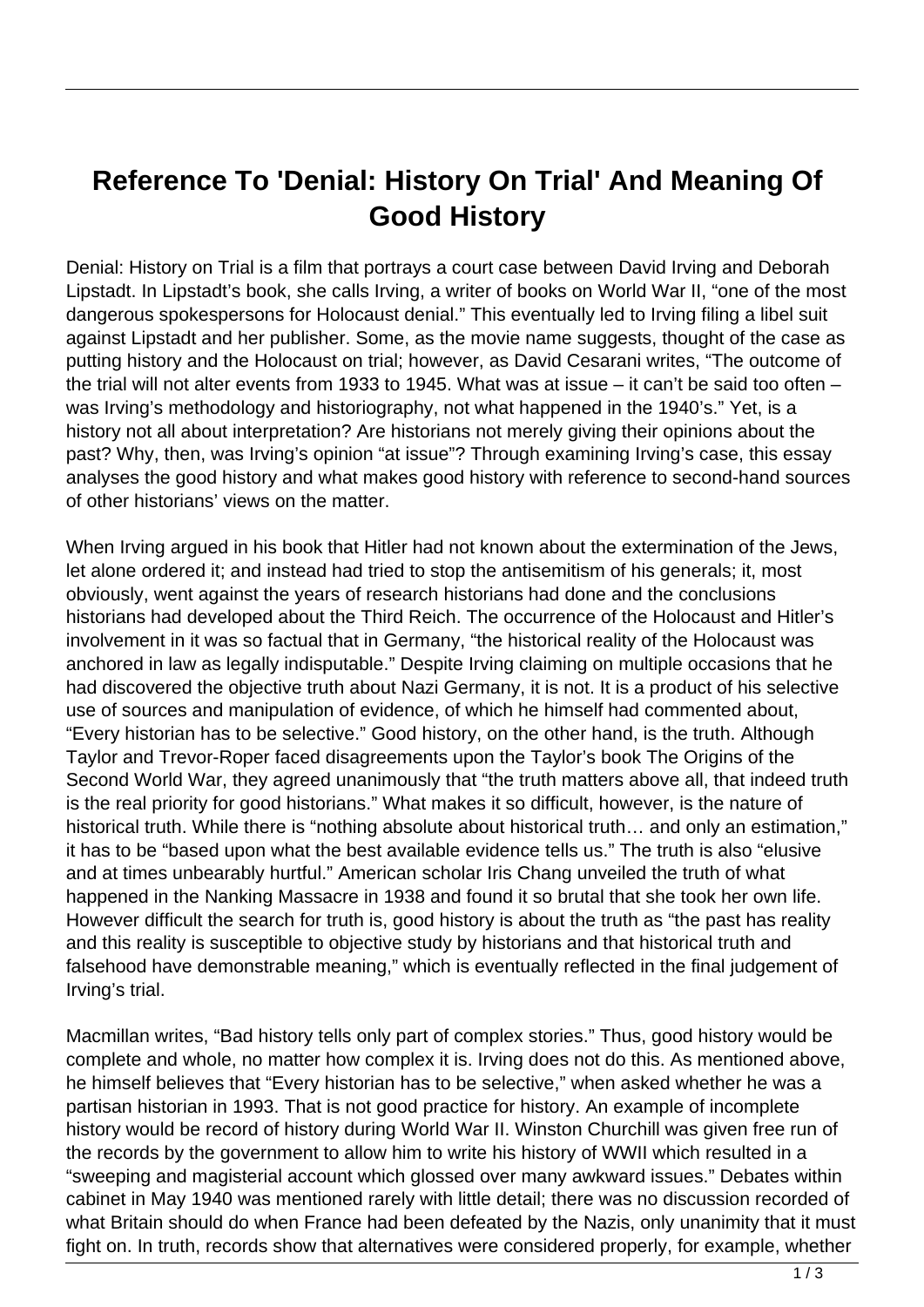# Reference To 'Denial: History On Trial' And Meaning Of Good History

Denial: History on Trial is a film that portrays a court case between David Irving and Deborah Lipstadt. In Lipstadt's book, she calls Irving, a writer of books on World War II, "one of the most dangerous spokespersons for Holocaust denial." This eventually led to Irving filing a libel suit against Lipstadt and her publisher. Some, as the movie name suggests, thought of the case as putting history and the Holocaust on trial; however, as David Cesarani writes, "The outcome of the trial will not alter events from 1933 to 1945. What was at issue – it can't be said too often – was Irving's methodology and historiography, not what happened in the 1940's." Yet, is a history not all about interpretation? Are historians not merely giving their opinions about the past? Why, then, was Irving's opinion "at issue"? Through examining Irving's case, this essay analyses the good history and what makes good history with reference to second-hand sources of other historians' views on the matter.

When Irving argued in his book that Hitler had not known about the extermination of the Jews, let alone ordered it; and instead had tried to stop the antisemitism of his generals; it, most obviously, went against the years of research historians had done and the conclusions historians had developed about the Third Reich. The occurrence of the Holocaust and Hitler's involvement in it was so factual that in Germany, "the historical reality of the Holocaust was anchored in law as legally indisputable." Despite Irving claiming on multiple occasions that he had discovered the objective truth about Nazi Germany, it is not. It is a product of his selective use of sources and manipulation of evidence, of which he himself had commented about, "Every historian has to be selective." Good history, on the other hand, is the truth. Although Taylor and Trevor-Roper faced disagreements upon the Taylor's book The Origins of the Second World War, they agreed unanimously that "the truth matters above all, that indeed truth is the real priority for good historians." What makes it so difficult, however, is the nature of historical truth. While there is "nothing absolute about historical truth… and only an estimation," it has to be "based upon what the best available evidence tells us." The truth is also "elusive and at times unbearably hurtful." American scholar Iris Chang unveiled the truth of what happened in the Nanking Massacre in 1938 and found it so brutal that she took her own life. However difficult the search for truth is, good history is about the truth as "the past has reality and this reality is susceptible to objective study by historians and that historical truth and falsehood have demonstrable meaning," which is eventually reflected in the final judgement of Irving's trial.

Macmillan writes, "Bad history tells only part of complex stories." Thus, good history would be complete and whole, no matter how complex it is. Irving does not do this. As mentioned above, he himself believes that "Every historian has to be selective," when asked whether he was a partisan historian in 1993. That is not good practice for history. An example of incomplete history would be record of history during World War II. Winston Churchill was given free run of the records by the government to allow him to write his history of WWII which resulted in a "sweeping and magisterial account which glossed over many awkward issues." Debates within cabinet in May 1940 was mentioned rarely with little detail; there was no discussion recorded of what Britain should do when France had been defeated by the Nazis, only unanimity that it must fight on. In truth, records show that alternatives were considered properly, for example, whether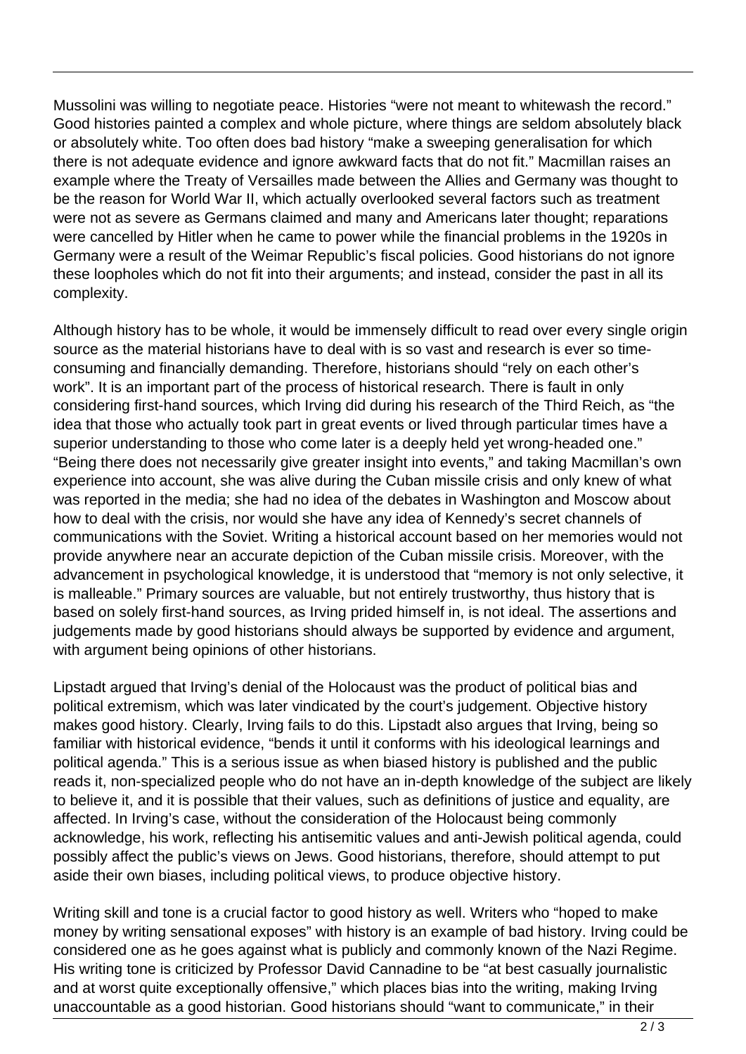Mussolini was willing to negotiate peace. Histories "were not meant to whitewash the record." Good histories painted a complex and whole picture, where things are seldom absolutely black or absolutely white. Too often does bad history "make a sweeping generalisation for which there is not adequate evidence and ignore awkward facts that do not fit." Macmillan raises an example where the Treaty of Versailles made between the Allies and Germany was thought to be the reason for World War II, which actually overlooked several factors such as treatment were not as severe as Germans claimed and many and Americans later thought; reparations were cancelled by Hitler when he came to power while the financial problems in the 1920s in Germany were a result of the Weimar Republic's fiscal policies. Good historians do not ignore these loopholes which do not fit into their arguments; and instead, consider the past in all its complexity.

Although history has to be whole, it would be immensely difficult to read over every single origin source as the material historians have to deal with is so vast and research is ever so time-consuming and financially demanding. Therefore, historians should "rely on each other's work". It is an important part of the process of historical research. There is fault in only considering first-hand sources, which Irving did during his research of the Third Reich, as "the idea that those who actually took part in great events or lived through particular times have a superior understanding to those who come later is a deeply held yet wrong-headed one." "Being there does not necessarily give greater insight into events," and taking Macmillan's own experience into account, she was alive during the Cuban missile crisis and only knew of what was reported in the media; she had no idea of the debates in Washington and Moscow about how to deal with the crisis, nor would she have any idea of Kennedy's secret channels of communications with the Soviet. Writing a historical account based on her memories would not provide anywhere near an accurate depiction of the Cuban missile crisis. Moreover, with the advancement in psychological knowledge, it is understood that "memory is not only selective, it is malleable." Primary sources are valuable, but not entirely trustworthy, thus history that is based on solely first-hand sources, as Irving prided himself in, is not ideal. The assertions and judgements made by good historians should always be supported by evidence and argument, with argument being opinions of other historians.

Lipstadt argued that Irving's denial of the Holocaust was the product of political bias and political extremism, which was later vindicated by the court's judgement. Objective history makes good history. Clearly, Irving fails to do this. Lipstadt also argues that Irving, being so familiar with historical evidence, "bends it until it conforms with his ideological learnings and political agenda." This is a serious issue as when biased history is published and the public reads it, non-specialized people who do not have an in-depth knowledge of the subject are likely to believe it, and it is possible that their values, such as definitions of justice and equality, are affected. In Irving's case, without the consideration of the Holocaust being commonly acknowledge, his work, reflecting his antisemitic values and anti-Jewish political agenda, could possibly affect the public's views on Jews. Good historians, therefore, should attempt to put aside their own biases, including political views, to produce objective history.

Writing skill and tone is a crucial factor to good history as well. Writers who "hoped to make money by writing sensational exposes" with history is an example of bad history. Irving could be considered one as he goes against what is publicly and commonly known of the Nazi Regime. His writing tone is criticized by Professor David Cannadine to be "at best casually journalistic and at worst quite exceptionally offensive," which places bias into the writing, making Irving unaccountable as a good historian. Good historians should "want to communicate," in their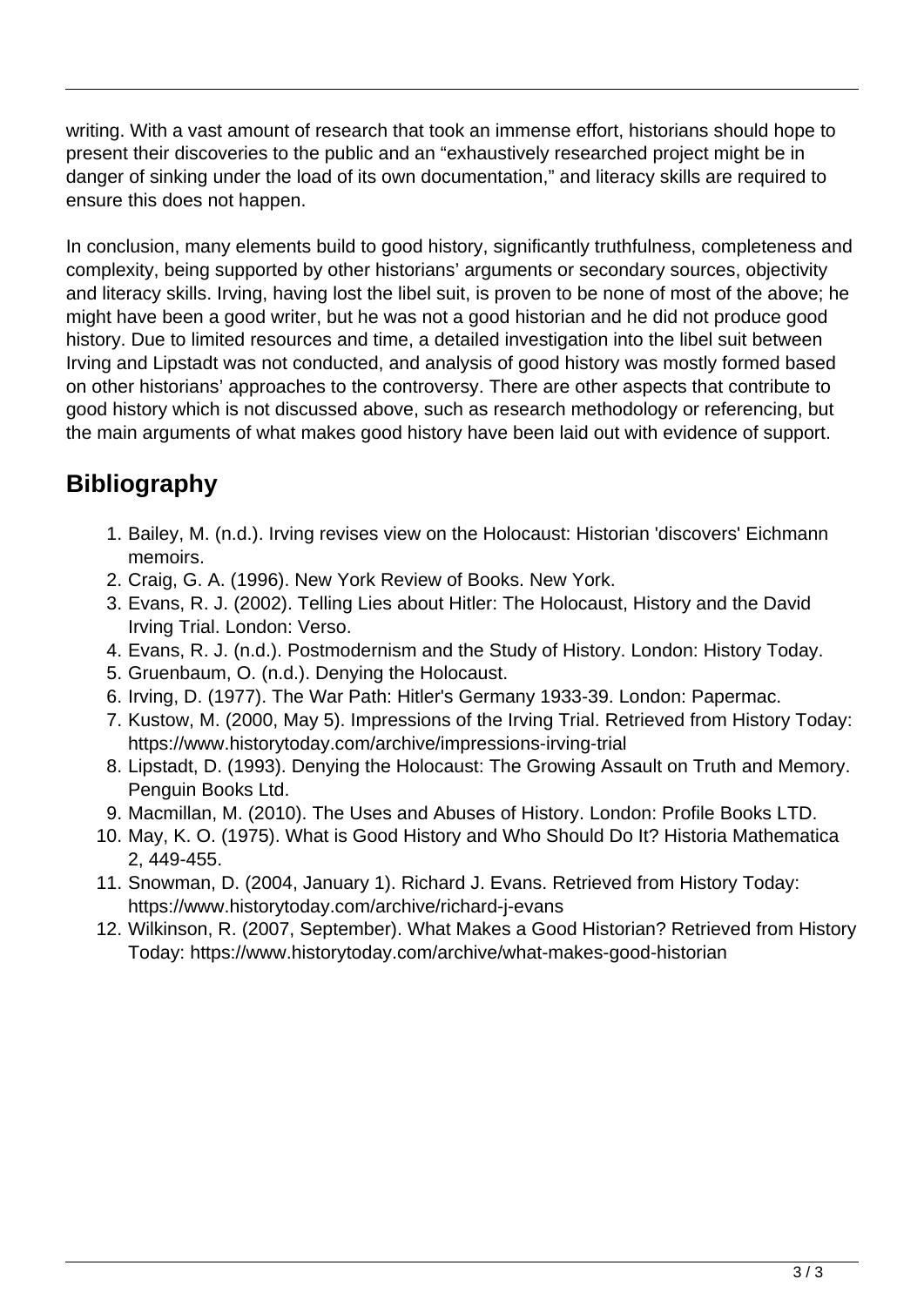writing. With a vast amount of research that took an immense effort, historians should hope to present their discoveries to the public and an "exhaustively researched project might be in danger of sinking under the load of its own documentation," and literacy skills are required to ensure this does not happen.

In conclusion, many elements build to good history, significantly truthfulness, completeness and complexity, being supported by other historians' arguments or secondary sources, objectivity and literacy skills. Irving, having lost the libel suit, is proven to be none of most of the above; he might have been a good writer, but he was not a good historian and he did not produce good history. Due to limited resources and time, a detailed investigation into the libel suit between Irving and Lipstadt was not conducted, and analysis of good history was mostly formed based on other historians' approaches to the controversy. There are other aspects that contribute to good history which is not discussed above, such as research methodology or referencing, but the main arguments of what makes good history have been laid out with evidence of support.

## Bibliography

1. Bailey, M. (n.d.). Irving revises view on the Holocaust: Historian 'discovers' Eichmann memoirs.
2. Craig, G. A. (1996). New York Review of Books. New York.
3. Evans, R. J. (2002). Telling Lies about Hitler: The Holocaust, History and the David Irving Trial. London: Verso.
4. Evans, R. J. (n.d.). Postmodernism and the Study of History. London: History Today.
5. Gruenbaum, O. (n.d.). Denying the Holocaust.
6. Irving, D. (1977). The War Path: Hitler's Germany 1933-39. London: Papermac.
7. Kustow, M. (2000, May 5). Impressions of the Irving Trial. Retrieved from History Today: https://www.historytoday.com/archive/impressions-irving-trial
8. Lipstadt, D. (1993). Denying the Holocaust: The Growing Assault on Truth and Memory. Penguin Books Ltd.
9. Macmillan, M. (2010). The Uses and Abuses of History. London: Profile Books LTD.
10. May, K. O. (1975). What is Good History and Who Should Do It? Historia Mathematica 2, 449-455.
11. Snowman, D. (2004, January 1). Richard J. Evans. Retrieved from History Today: https://www.historytoday.com/archive/richard-j-evans
12. Wilkinson, R. (2007, September). What Makes a Good Historian? Retrieved from History Today: https://www.historytoday.com/archive/what-makes-good-historian